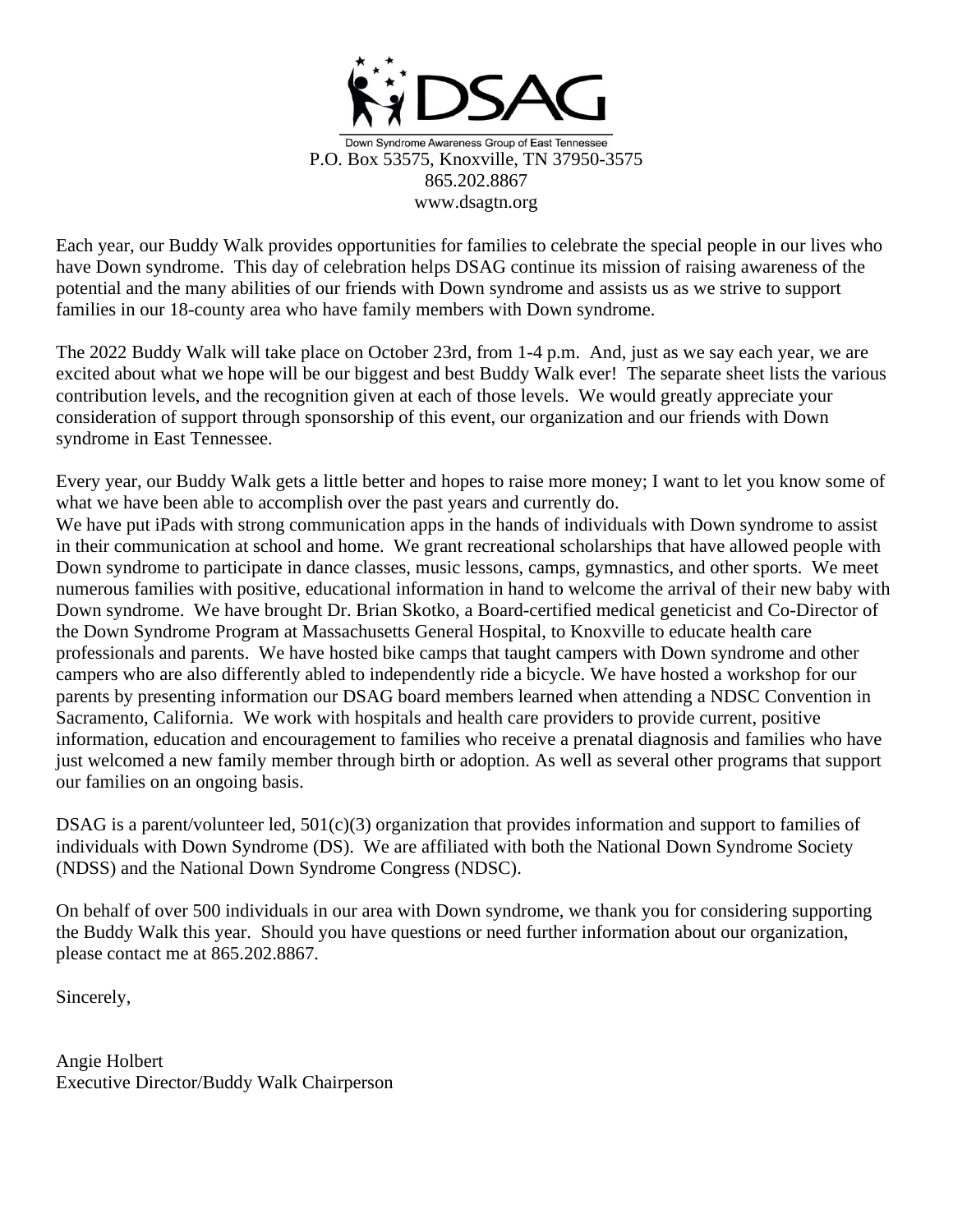# DSAG

Down Syndrome Awareness Group of East Tennessee
P.O. Box 53575, Knoxville, TN 37950-3575
865.202.8867
www.dsagtn.org

Each year, our Buddy Walk provides opportunities for families to celebrate the special people in our lives who have Down syndrome. This day of celebration helps DSAG continue its mission of raising awareness of the potential and the many abilities of our friends with Down syndrome and assists us as we strive to support families in our 18-county area who have family members with Down syndrome.

The 2022 Buddy Walk will take place on October 23rd, from 1-4 p.m. And, just as we say each year, we are excited about what we hope will be our biggest and best Buddy Walk ever! The separate sheet lists the various contribution levels, and the recognition given at each of those levels. We would greatly appreciate your consideration of support through sponsorship of this event, our organization and our friends with Down syndrome in East Tennessee.

Every year, our Buddy Walk gets a little better and hopes to raise more money; I want to let you know some of what we have been able to accomplish over the past years and currently do.
We have put iPads with strong communication apps in the hands of individuals with Down syndrome to assist in their communication at school and home. We grant recreational scholarships that have allowed people with Down syndrome to participate in dance classes, music lessons, camps, gymnastics, and other sports. We meet numerous families with positive, educational information in hand to welcome the arrival of their new baby with Down syndrome. We have brought Dr. Brian Skotko, a Board-certified medical geneticist and Co-Director of the Down Syndrome Program at Massachusetts General Hospital, to Knoxville to educate health care professionals and parents. We have hosted bike camps that taught campers with Down syndrome and other campers who are also differently abled to independently ride a bicycle. We have hosted a workshop for our parents by presenting information our DSAG board members learned when attending a NDSC Convention in Sacramento, California. We work with hospitals and health care providers to provide current, positive information, education and encouragement to families who receive a prenatal diagnosis and families who have just welcomed a new family member through birth or adoption. As well as several other programs that support our families on an ongoing basis.

DSAG is a parent/volunteer led, 501(c)(3) organization that provides information and support to families of individuals with Down Syndrome (DS). We are affiliated with both the National Down Syndrome Society (NDSS) and the National Down Syndrome Congress (NDSC).

On behalf of over 500 individuals in our area with Down syndrome, we thank you for considering supporting the Buddy Walk this year. Should you have questions or need further information about our organization, please contact me at 865.202.8867.

Sincerely,

Angie Holbert
Executive Director/Buddy Walk Chairperson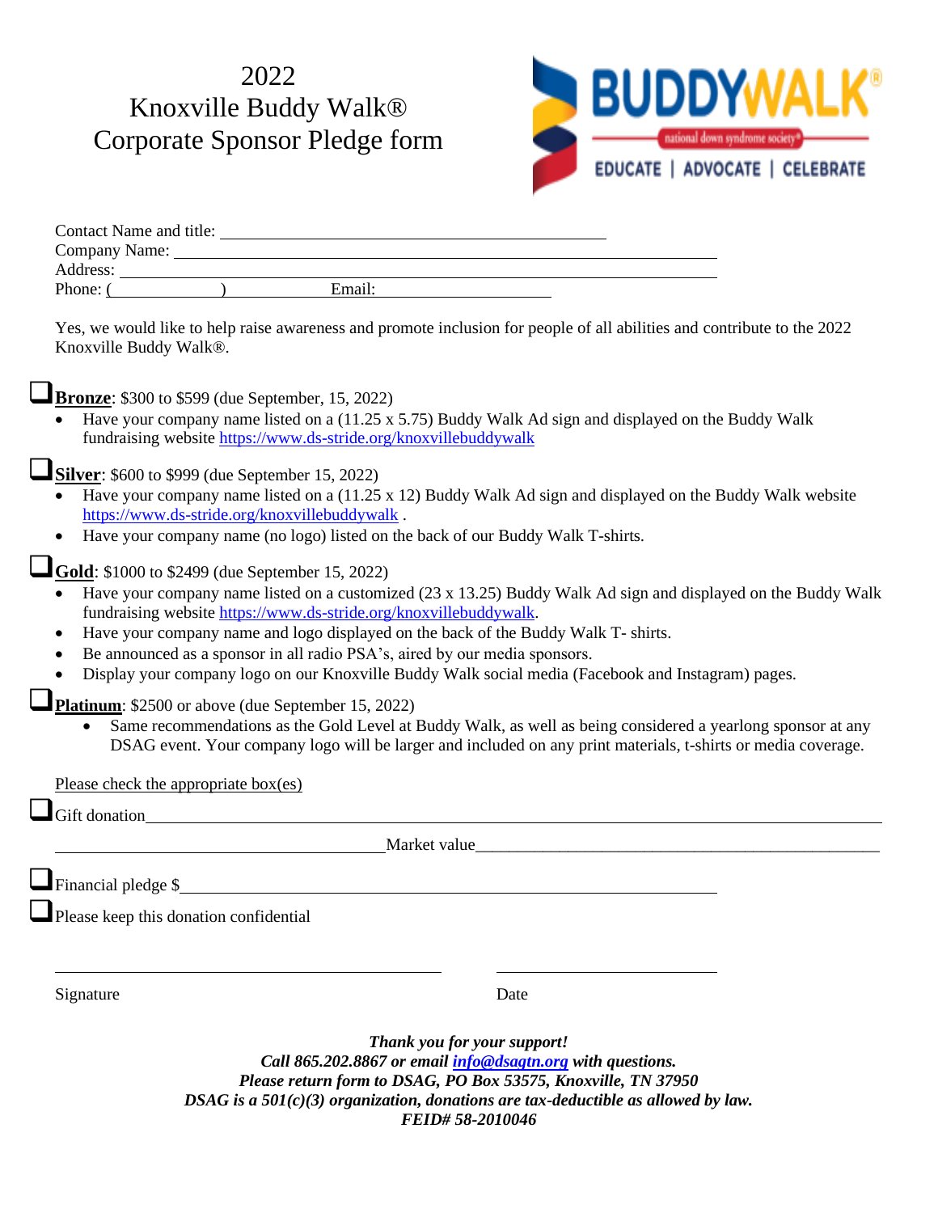# 2022
# Knoxville Buddy Walk®
# Corporate Sponsor Pledge form

BUDDYWALK®
national down syndrome society®
EDUCATE | ADVOCATE | CELEBRATE

Contact Name and title: ______________________________
Company Name: ______________________________
Address: ______________________________
Phone: (            )            Email: ______________________________

Yes, we would like to help raise awareness and promote inclusion for people of all abilities and contribute to the 2022 Knoxville Buddy Walk®.

☐ **Bronze**: $300 to $599 (due September, 15, 2022)

- Have your company name listed on a (11.25 x 5.75) Buddy Walk Ad sign and displayed on the Buddy Walk fundraising website https://www.ds-stride.org/knoxvillebuddywalk

☐ **Silver**: $600 to $999 (due September 15, 2022)

- Have your company name listed on a (11.25 x 12) Buddy Walk Ad sign and displayed on the Buddy Walk website https://www.ds-stride.org/knoxvillebuddywalk .
- Have your company name (no logo) listed on the back of our Buddy Walk T-shirts.

☐ **Gold**: $1000 to $2499 (due September 15, 2022)

- Have your company name listed on a customized (23 x 13.25) Buddy Walk Ad sign and displayed on the Buddy Walk fundraising website https://www.ds-stride.org/knoxvillebuddywalk.
- Have your company name and logo displayed on the back of the Buddy Walk T- shirts.
- Be announced as a sponsor in all radio PSA's, aired by our media sponsors.
- Display your company logo on our Knoxville Buddy Walk social media (Facebook and Instagram) pages.

☐ **Platinum**: $2500 or above (due September 15, 2022)

- Same recommendations as the Gold Level at Buddy Walk, as well as being considered a yearlong sponsor at any DSAG event. Your company logo will be larger and included on any print materials, t-shirts or media coverage.

Please check the appropriate box(es)

☐ Gift donation ______________________________

______________________________ Market value ______________________________

☐ Financial pledge $ ______________________________

☐ Please keep this donation confidential

______________________________          ______________________________

Signature          Date

***Thank you for your support!***
***Call 865.202.8867 or email info@dsagtn.org with questions.***
***Please return form to DSAG, PO Box 53575, Knoxville, TN 37950***
***DSAG is a 501(c)(3) organization, donations are tax-deductible as allowed by law.***
***FEID# 58-2010046***